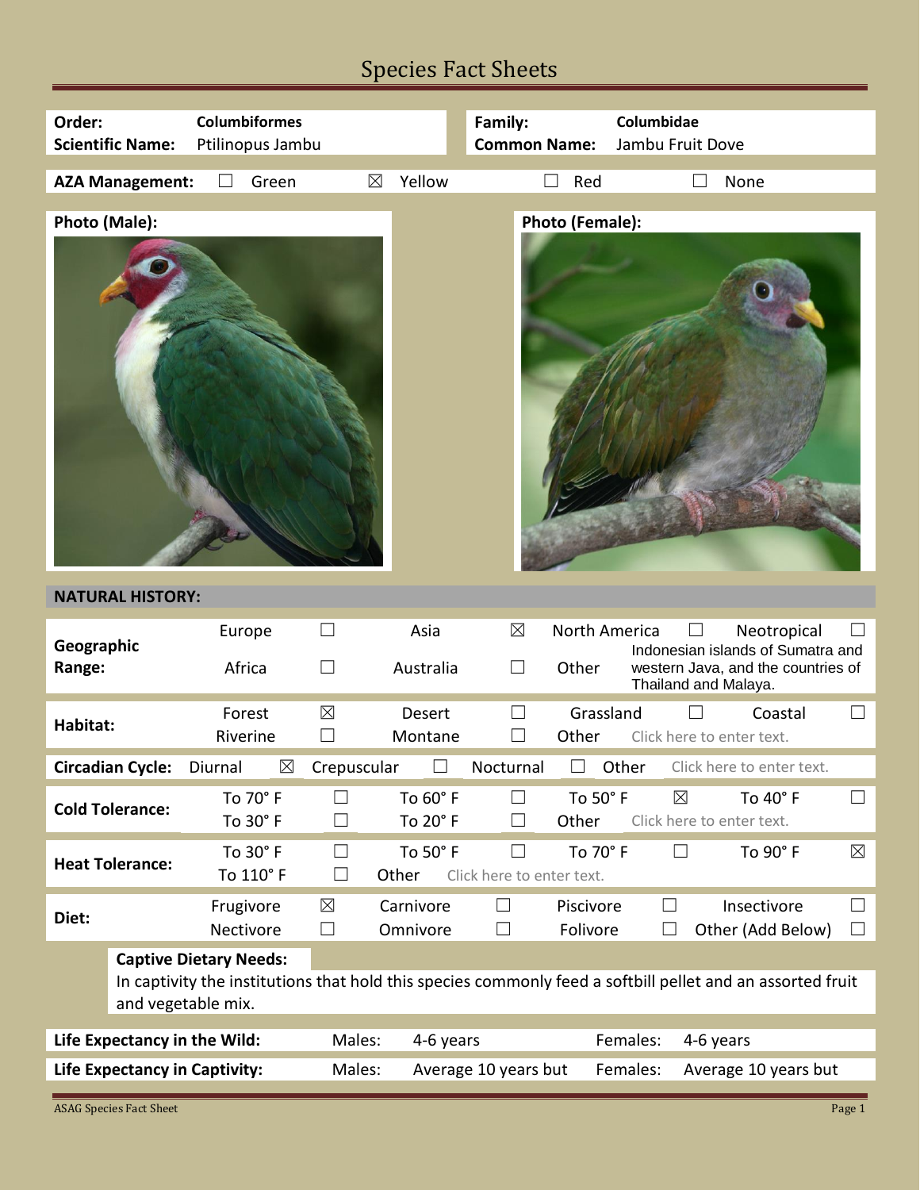# Species Fact Sheets

| | | | |
|---|---|---|---|
| **Order:** | **Columbiformes** | **Family:** | **Columbidae** |
| **Scientific Name:** | Ptilinopus Jambu | **Common Name:** | Jambu Fruit Dove |

**AZA Management:** ☐ Green ☒ Yellow ☐ Red ☐ None

**Photo (Male):**

**Photo (Female):**

## NATURAL HISTORY:

| | | | | | | | | |
|---|---|---|---|---|---|---|---|---|
| **Geographic Range:** | Europe | ☐ | Asia | ☒ | North America | ☐ | Neotropical | ☐ |
| | Africa | ☐ | Australia | ☐ | Other | Indonesian islands of Sumatra and western Java, and the countries of Thailand and Malaya. | | |
| **Habitat:** | Forest | ☒ | Desert | ☐ | Grassland | ☐ | Coastal | ☐ |
| | Riverine | ☐ | Montane | ☐ | Other | Click here to enter text. | | |
| **Circadian Cycle:** | Diurnal ☒ | | Crepuscular ☐ | | Nocturnal ☐ | | Other | Click here to enter text. |
| **Cold Tolerance:** | To 70° F | ☐ | To 60° F | ☐ | To 50° F | ☒ | To 40° F | ☐ |
| | To 30° F | ☐ | To 20° F | ☐ | Other | Click here to enter text. | | |
| **Heat Tolerance:** | To 30° F | ☐ | To 50° F | ☐ | To 70° F | ☐ | To 90° F | ☒ |
| | To 110° F | ☐ | Other | Click here to enter text. | | | | |
| **Diet:** | Frugivore | ☒ | Carnivore | ☐ | Piscivore | ☐ | Insectivore | ☐ |
| | Nectivore | ☐ | Omnivore | ☐ | Folivore | ☐ | Other (Add Below) | ☐ |

**Captive Dietary Needs:**
In captivity the institutions that hold this species commonly feed a softbill pellet and an assorted fruit and vegetable mix.

| | | | | |
|---|---|---|---|---|
| **Life Expectancy in the Wild:** | Males: | 4-6 years | Females: | 4-6 years |
| **Life Expectancy in Captivity:** | Males: | Average 10 years but | Females: | Average 10 years but |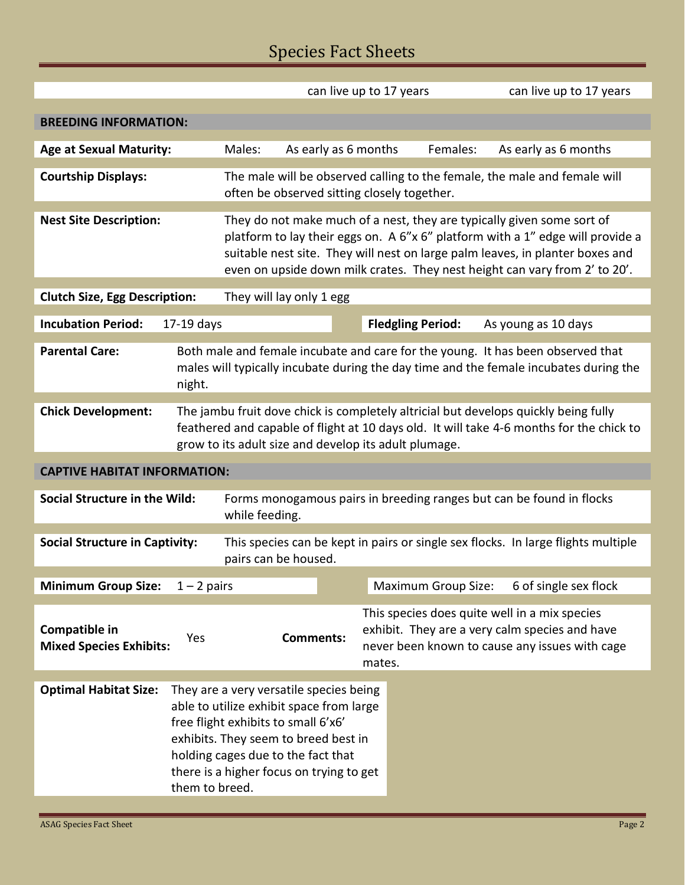| | | can live up to 17 years | | can live up to 17 years |
|---|---|---|---|---|

## BREEDING INFORMATION:

**Age at Sexual Maturity:** Males: As early as 6 months Females: As early as 6 months

**Courtship Displays:** The male will be observed calling to the female, the male and female will often be observed sitting closely together.

**Nest Site Description:** They do not make much of a nest, they are typically given some sort of platform to lay their eggs on. A 6"x 6" platform with a 1" edge will provide a suitable nest site. They will nest on large palm leaves, in planter boxes and even on upside down milk crates. They nest height can vary from 2' to 20'.

**Clutch Size, Egg Description:** They will lay only 1 egg

**Incubation Period:** 17-19 days

**Fledgling Period:** As young as 10 days

**Parental Care:** Both male and female incubate and care for the young. It has been observed that males will typically incubate during the day time and the female incubates during the night.

**Chick Development:** The jambu fruit dove chick is completely altricial but develops quickly being fully feathered and capable of flight at 10 days old. It will take 4-6 months for the chick to grow to its adult size and develop its adult plumage.

## CAPTIVE HABITAT INFORMATION:

**Social Structure in the Wild:** Forms monogamous pairs in breeding ranges but can be found in flocks while feeding.

**Social Structure in Captivity:** This species can be kept in pairs or single sex flocks. In large flights multiple pairs can be housed.

**Minimum Group Size:** 1 – 2 pairs

**Maximum Group Size:** 6 of single sex flock

**Compatible in Mixed Species Exhibits:** Yes

**Comments:** This species does quite well in a mix species exhibit. They are a very calm species and have never been known to cause any issues with cage mates.

**Optimal Habitat Size:** They are a very versatile species being able to utilize exhibit space from large free flight exhibits to small 6'x6' exhibits. They seem to breed best in holding cages due to the fact that there is a higher focus on trying to get them to breed.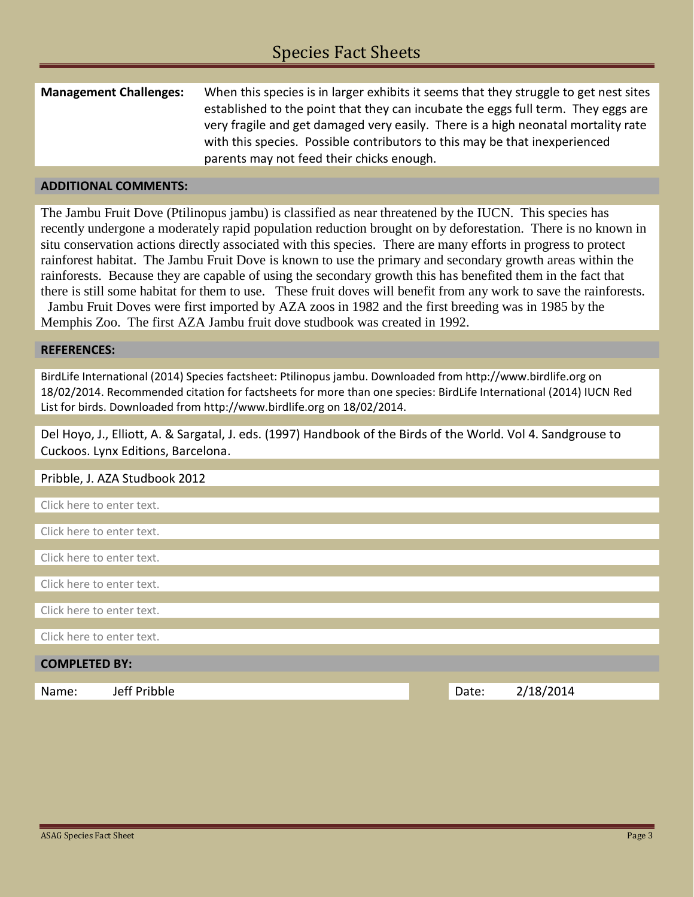# Species Fact Sheets

**Management Challenges:** When this species is in larger exhibits it seems that they struggle to get nest sites established to the point that they can incubate the eggs full term. They eggs are very fragile and get damaged very easily. There is a high neonatal mortality rate with this species. Possible contributors to this may be that inexperienced parents may not feed their chicks enough.

## ADDITIONAL COMMENTS:

The Jambu Fruit Dove (Ptilinopus jambu) is classified as near threatened by the IUCN. This species has recently undergone a moderately rapid population reduction brought on by deforestation. There is no known in situ conservation actions directly associated with this species. There are many efforts in progress to protect rainforest habitat. The Jambu Fruit Dove is known to use the primary and secondary growth areas within the rainforests. Because they are capable of using the secondary growth this has benefited them in the fact that there is still some habitat for them to use. These fruit doves will benefit from any work to save the rainforests. Jambu Fruit Doves were first imported by AZA zoos in 1982 and the first breeding was in 1985 by the Memphis Zoo. The first AZA Jambu fruit dove studbook was created in 1992.

## REFERENCES:

BirdLife International (2014) Species factsheet: Ptilinopus jambu. Downloaded from http://www.birdlife.org on 18/02/2014. Recommended citation for factsheets for more than one species: BirdLife International (2014) IUCN Red List for birds. Downloaded from http://www.birdlife.org on 18/02/2014.

Del Hoyo, J., Elliott, A. & Sargatal, J. eds. (1997) Handbook of the Birds of the World. Vol 4. Sandgrouse to Cuckoos. Lynx Editions, Barcelona.

Pribble, J. AZA Studbook 2012

Click here to enter text.

Click here to enter text.

Click here to enter text.

Click here to enter text.

Click here to enter text.

Click here to enter text.

## COMPLETED BY:

Name: Jeff Pribble

Date: 2/18/2014